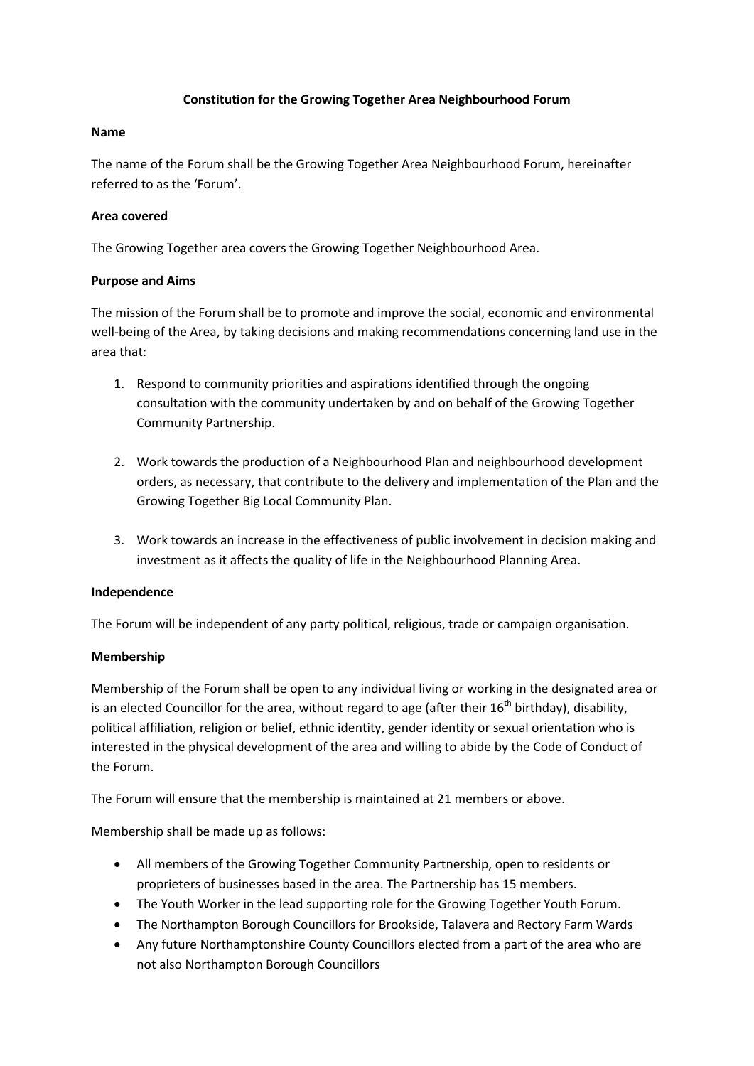# Constitution for the Growing Together Area Neighbourhood Forum

**Name**

The name of the Forum shall be the Growing Together Area Neighbourhood Forum, hereinafter referred to as the 'Forum'.

**Area covered**

The Growing Together area covers the Growing Together Neighbourhood Area.

**Purpose and Aims**

The mission of the Forum shall be to promote and improve the social, economic and environmental well-being of the Area, by taking decisions and making recommendations concerning land use in the area that:

1. Respond to community priorities and aspirations identified through the ongoing consultation with the community undertaken by and on behalf of the Growing Together Community Partnership.

2. Work towards the production of a Neighbourhood Plan and neighbourhood development orders, as necessary, that contribute to the delivery and implementation of the Plan and the Growing Together Big Local Community Plan.

3. Work towards an increase in the effectiveness of public involvement in decision making and investment as it affects the quality of life in the Neighbourhood Planning Area.

**Independence**

The Forum will be independent of any party political, religious, trade or campaign organisation.

**Membership**

Membership of the Forum shall be open to any individual living or working in the designated area or is an elected Councillor for the area, without regard to age (after their 16th birthday), disability, political affiliation, religion or belief, ethnic identity, gender identity or sexual orientation who is interested in the physical development of the area and willing to abide by the Code of Conduct of the Forum.

The Forum will ensure that the membership is maintained at 21 members or above.

Membership shall be made up as follows:

- All members of the Growing Together Community Partnership, open to residents or proprieters of businesses based in the area. The Partnership has 15 members.
- The Youth Worker in the lead supporting role for the Growing Together Youth Forum.
- The Northampton Borough Councillors for Brookside, Talavera and Rectory Farm Wards
- Any future Northamptonshire County Councillors elected from a part of the area who are not also Northampton Borough Councillors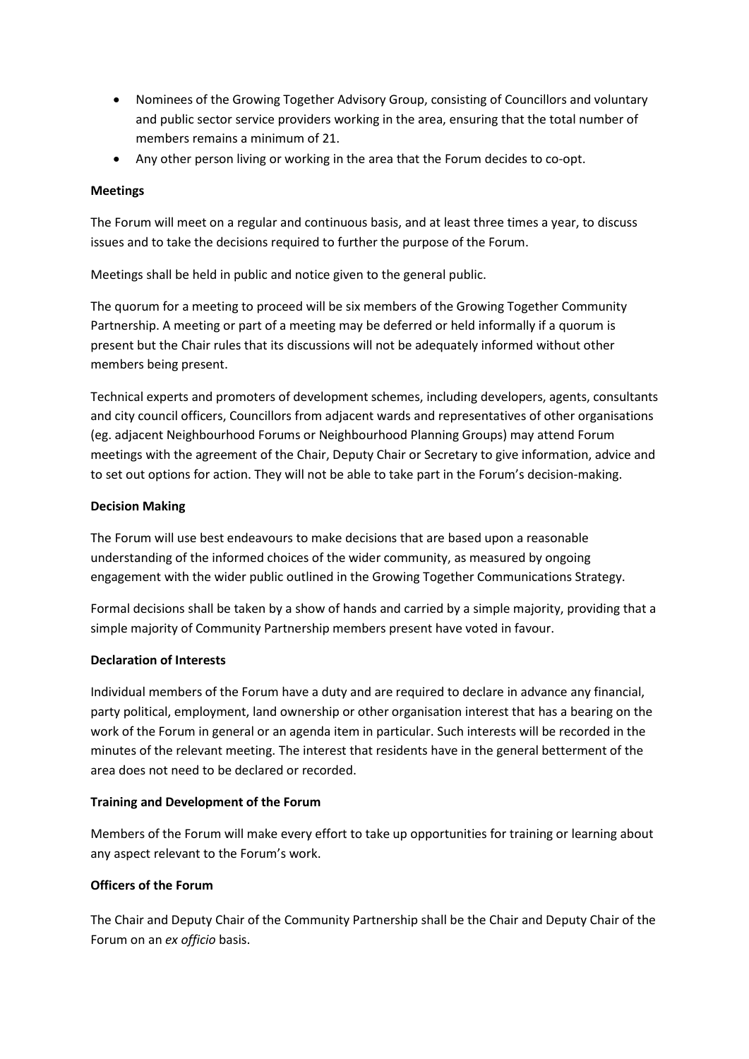- Nominees of the Growing Together Advisory Group, consisting of Councillors and voluntary and public sector service providers working in the area, ensuring that the total number of members remains a minimum of 21.
- Any other person living or working in the area that the Forum decides to co-opt.

**Meetings**

The Forum will meet on a regular and continuous basis, and at least three times a year, to discuss issues and to take the decisions required to further the purpose of the Forum.

Meetings shall be held in public and notice given to the general public.

The quorum for a meeting to proceed will be six members of the Growing Together Community Partnership. A meeting or part of a meeting may be deferred or held informally if a quorum is present but the Chair rules that its discussions will not be adequately informed without other members being present.

Technical experts and promoters of development schemes, including developers, agents, consultants and city council officers, Councillors from adjacent wards and representatives of other organisations (eg. adjacent Neighbourhood Forums or Neighbourhood Planning Groups) may attend Forum meetings with the agreement of the Chair, Deputy Chair or Secretary to give information, advice and to set out options for action. They will not be able to take part in the Forum's decision-making.

**Decision Making**

The Forum will use best endeavours to make decisions that are based upon a reasonable understanding of the informed choices of the wider community, as measured by ongoing engagement with the wider public outlined in the Growing Together Communications Strategy.

Formal decisions shall be taken by a show of hands and carried by a simple majority, providing that a simple majority of Community Partnership members present have voted in favour.

**Declaration of Interests**

Individual members of the Forum have a duty and are required to declare in advance any financial, party political, employment, land ownership or other organisation interest that has a bearing on the work of the Forum in general or an agenda item in particular. Such interests will be recorded in the minutes of the relevant meeting. The interest that residents have in the general betterment of the area does not need to be declared or recorded.

**Training and Development of the Forum**

Members of the Forum will make every effort to take up opportunities for training or learning about any aspect relevant to the Forum's work.

**Officers of the Forum**

The Chair and Deputy Chair of the Community Partnership shall be the Chair and Deputy Chair of the Forum on an *ex officio* basis.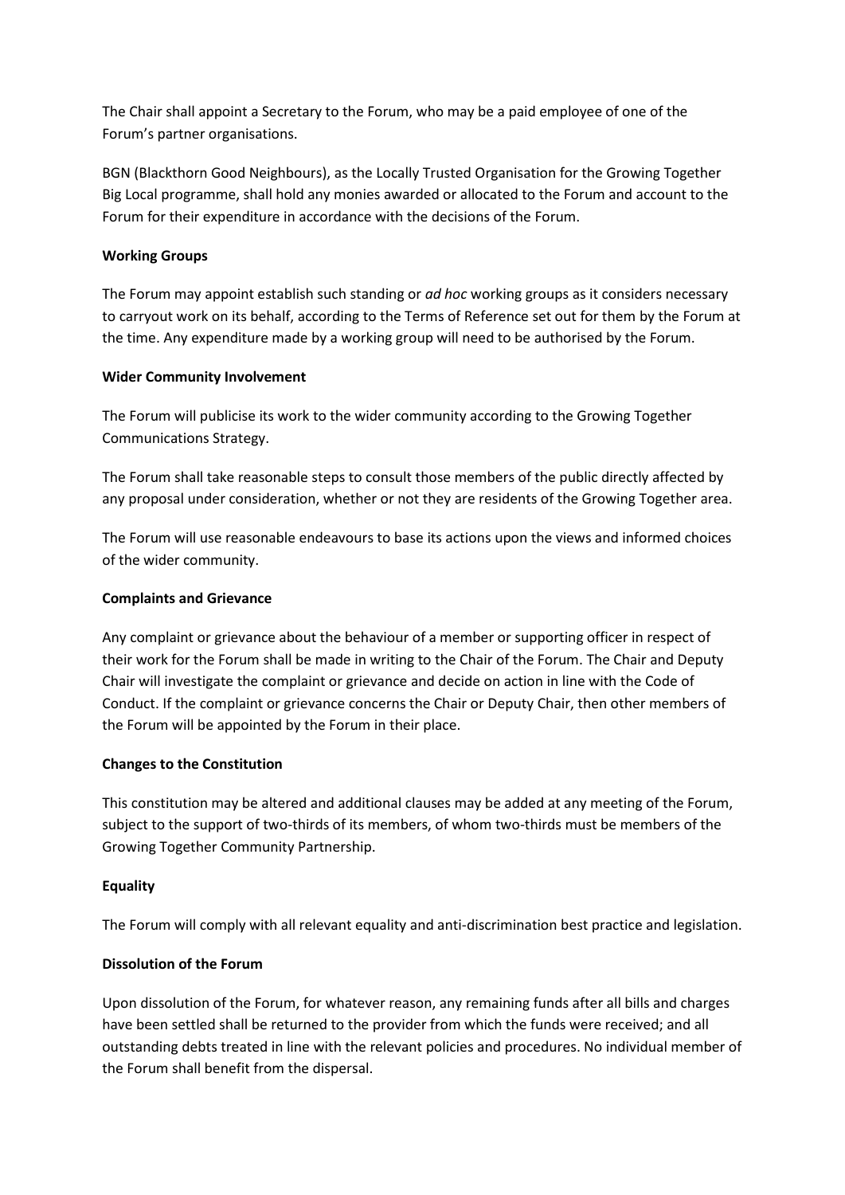The Chair shall appoint a Secretary to the Forum, who may be a paid employee of one of the Forum's partner organisations.

BGN (Blackthorn Good Neighbours), as the Locally Trusted Organisation for the Growing Together Big Local programme, shall hold any monies awarded or allocated to the Forum and account to the Forum for their expenditure in accordance with the decisions of the Forum.

**Working Groups**

The Forum may appoint establish such standing or *ad hoc* working groups as it considers necessary to carryout work on its behalf, according to the Terms of Reference set out for them by the Forum at the time. Any expenditure made by a working group will need to be authorised by the Forum.

**Wider Community Involvement**

The Forum will publicise its work to the wider community according to the Growing Together Communications Strategy.

The Forum shall take reasonable steps to consult those members of the public directly affected by any proposal under consideration, whether or not they are residents of the Growing Together area.

The Forum will use reasonable endeavours to base its actions upon the views and informed choices of the wider community.

**Complaints and Grievance**

Any complaint or grievance about the behaviour of a member or supporting officer in respect of their work for the Forum shall be made in writing to the Chair of the Forum. The Chair and Deputy Chair will investigate the complaint or grievance and decide on action in line with the Code of Conduct. If the complaint or grievance concerns the Chair or Deputy Chair, then other members of the Forum will be appointed by the Forum in their place.

**Changes to the Constitution**

This constitution may be altered and additional clauses may be added at any meeting of the Forum, subject to the support of two-thirds of its members, of whom two-thirds must be members of the Growing Together Community Partnership.

**Equality**

The Forum will comply with all relevant equality and anti-discrimination best practice and legislation.

**Dissolution of the Forum**

Upon dissolution of the Forum, for whatever reason, any remaining funds after all bills and charges have been settled shall be returned to the provider from which the funds were received; and all outstanding debts treated in line with the relevant policies and procedures. No individual member of the Forum shall benefit from the dispersal.